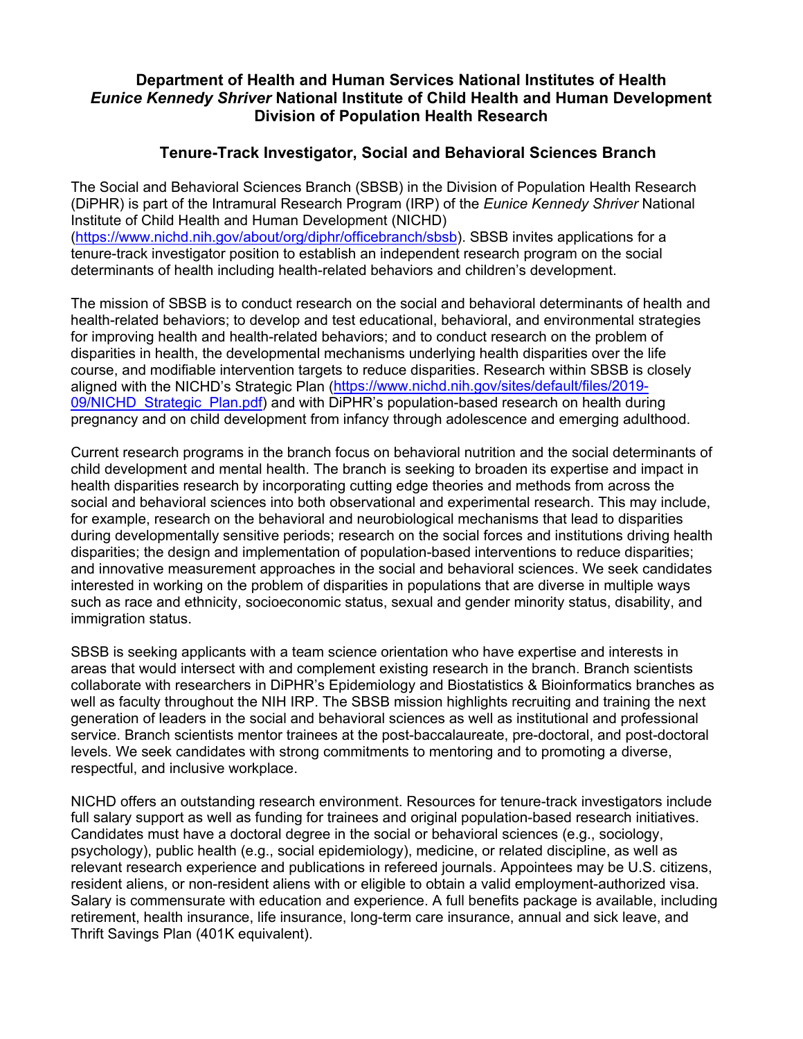# Department of Health and Human Services National Institutes of Health *Eunice Kennedy Shriver* National Institute of Child Health and Human Development Division of Population Health Research

## Tenure-Track Investigator, Social and Behavioral Sciences Branch

The Social and Behavioral Sciences Branch (SBSB) in the Division of Population Health Research (DiPHR) is part of the Intramural Research Program (IRP) of the *Eunice Kennedy Shriver* National Institute of Child Health and Human Development (NICHD) (https://www.nichd.nih.gov/about/org/diphr/officebranch/sbsb). SBSB invites applications for a tenure-track investigator position to establish an independent research program on the social determinants of health including health-related behaviors and children's development.

The mission of SBSB is to conduct research on the social and behavioral determinants of health and health-related behaviors; to develop and test educational, behavioral, and environmental strategies for improving health and health-related behaviors; and to conduct research on the problem of disparities in health, the developmental mechanisms underlying health disparities over the life course, and modifiable intervention targets to reduce disparities. Research within SBSB is closely aligned with the NICHD's Strategic Plan (https://www.nichd.nih.gov/sites/default/files/2019-09/NICHD_Strategic_Plan.pdf) and with DiPHR's population-based research on health during pregnancy and on child development from infancy through adolescence and emerging adulthood.

Current research programs in the branch focus on behavioral nutrition and the social determinants of child development and mental health. The branch is seeking to broaden its expertise and impact in health disparities research by incorporating cutting edge theories and methods from across the social and behavioral sciences into both observational and experimental research. This may include, for example, research on the behavioral and neurobiological mechanisms that lead to disparities during developmentally sensitive periods; research on the social forces and institutions driving health disparities; the design and implementation of population-based interventions to reduce disparities; and innovative measurement approaches in the social and behavioral sciences. We seek candidates interested in working on the problem of disparities in populations that are diverse in multiple ways such as race and ethnicity, socioeconomic status, sexual and gender minority status, disability, and immigration status.

SBSB is seeking applicants with a team science orientation who have expertise and interests in areas that would intersect with and complement existing research in the branch. Branch scientists collaborate with researchers in DiPHR's Epidemiology and Biostatistics & Bioinformatics branches as well as faculty throughout the NIH IRP. The SBSB mission highlights recruiting and training the next generation of leaders in the social and behavioral sciences as well as institutional and professional service. Branch scientists mentor trainees at the post-baccalaureate, pre-doctoral, and post-doctoral levels. We seek candidates with strong commitments to mentoring and to promoting a diverse, respectful, and inclusive workplace.

NICHD offers an outstanding research environment. Resources for tenure-track investigators include full salary support as well as funding for trainees and original population-based research initiatives. Candidates must have a doctoral degree in the social or behavioral sciences (e.g., sociology, psychology), public health (e.g., social epidemiology), medicine, or related discipline, as well as relevant research experience and publications in refereed journals. Appointees may be U.S. citizens, resident aliens, or non-resident aliens with or eligible to obtain a valid employment-authorized visa. Salary is commensurate with education and experience. A full benefits package is available, including retirement, health insurance, life insurance, long-term care insurance, annual and sick leave, and Thrift Savings Plan (401K equivalent).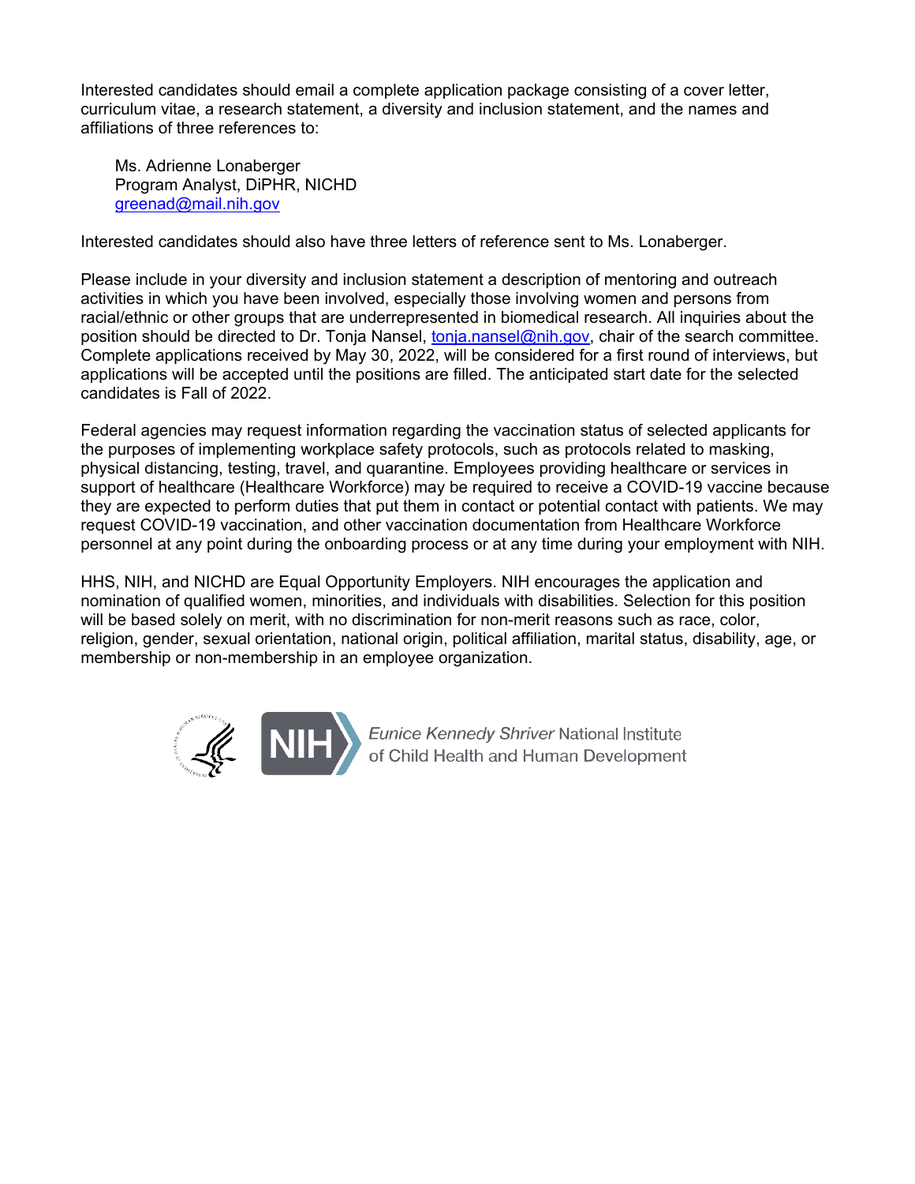Interested candidates should email a complete application package consisting of a cover letter, curriculum vitae, a research statement, a diversity and inclusion statement, and the names and affiliations of three references to:

Ms. Adrienne Lonaberger
Program Analyst, DiPHR, NICHD
greenad@mail.nih.gov

Interested candidates should also have three letters of reference sent to Ms. Lonaberger.

Please include in your diversity and inclusion statement a description of mentoring and outreach activities in which you have been involved, especially those involving women and persons from racial/ethnic or other groups that are underrepresented in biomedical research. All inquiries about the position should be directed to Dr. Tonja Nansel, tonja.nansel@nih.gov, chair of the search committee. Complete applications received by May 30, 2022, will be considered for a first round of interviews, but applications will be accepted until the positions are filled. The anticipated start date for the selected candidates is Fall of 2022.

Federal agencies may request information regarding the vaccination status of selected applicants for the purposes of implementing workplace safety protocols, such as protocols related to masking, physical distancing, testing, travel, and quarantine. Employees providing healthcare or services in support of healthcare (Healthcare Workforce) may be required to receive a COVID-19 vaccine because they are expected to perform duties that put them in contact or potential contact with patients. We may request COVID-19 vaccination, and other vaccination documentation from Healthcare Workforce personnel at any point during the onboarding process or at any time during your employment with NIH.

HHS, NIH, and NICHD are Equal Opportunity Employers. NIH encourages the application and nomination of qualified women, minorities, and individuals with disabilities. Selection for this position will be based solely on merit, with no discrimination for non-merit reasons such as race, color, religion, gender, sexual orientation, national origin, political affiliation, marital status, disability, age, or membership or non-membership in an employee organization.

NIH *Eunice Kennedy Shriver* National Institute of Child Health and Human Development